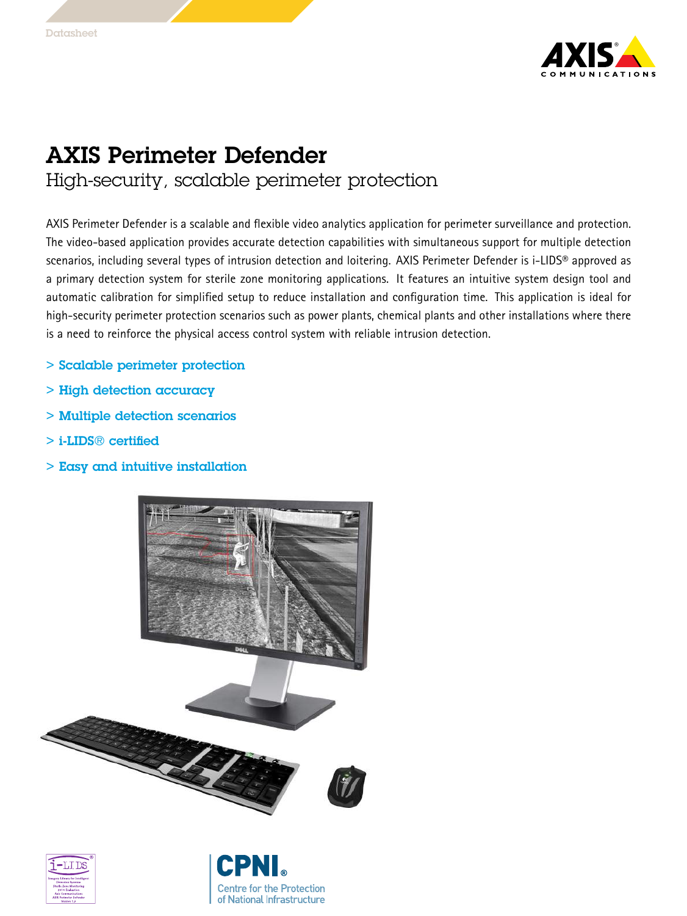# AXIS Perimeter Defender

## High-security, scalable perimeter protection

AXIS Perimeter Defender is a scalable and flexible video analytics application for perimeter surveillance and protection. The video-based application provides accurate detection capabilities with simultaneous support for multiple detection scenarios, including several types of intrusion detection and loitering. AXIS Perimeter Defender is i-LIDS® approved as a primary detection system for sterile zone monitoring applications. It features an intuitive system design tool and automatic calibration for simplified setup to reduce installation and configuration time. This application is ideal for high-security perimeter protection scenarios such as power plants, chemical plants and other installations where there is a need to reinforce the physical access control system with reliable intrusion detection.

- Scalable perimeter protection
- High detection accuracy
- Multiple detection scenarios
- i-LIDS® certified
- Easy and intuitive installation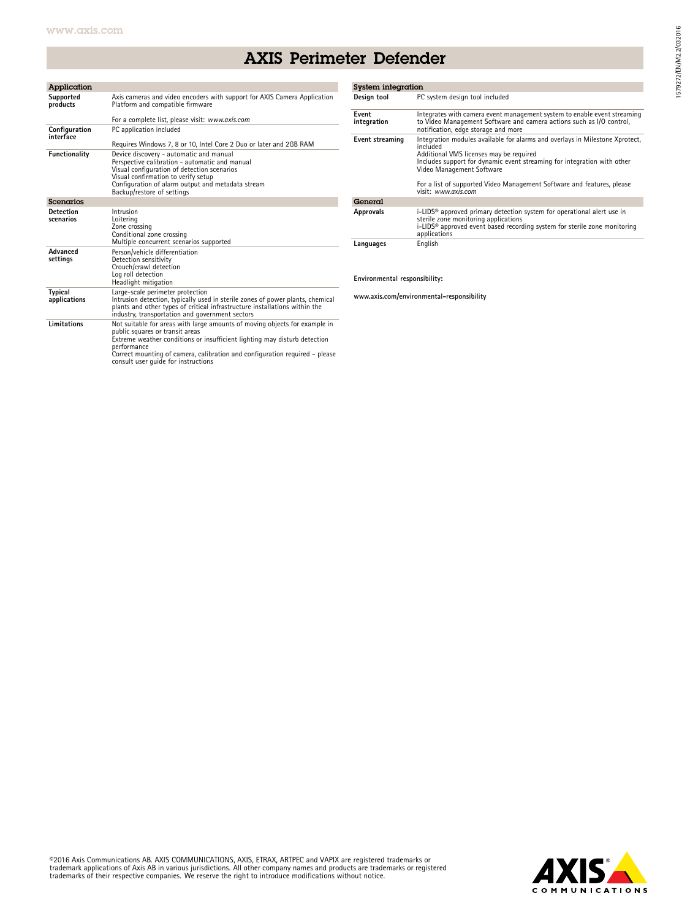# AXIS Perimeter Defender

| Application | |
|---|---|
| **Supported products** | Axis cameras and video encoders with support for AXIS Camera Application Platform and compatible firmware<br><br>For a complete list, please visit: *www.axis.com* |
| **Configuration interface** | PC application included<br><br>Requires Windows 7, 8 or 10, Intel Core 2 Duo or later and 2GB RAM |
| **Functionality** | Device discovery - automatic and manual<br>Perspective calibration - automatic and manual<br>Visual configuration of detection scenarios<br>Visual confirmation to verify setup<br>Configuration of alarm output and metadata stream<br>Backup/restore of settings |

| Scenarios | |
|---|---|
| **Detection scenarios** | Intrusion<br>Loitering<br>Zone crossing<br>Conditional zone crossing<br>Multiple concurrent scenarios supported |
| **Advanced settings** | Person/vehicle differentiation<br>Detection sensitivity<br>Crouch/crawl detection<br>Log roll detection<br>Headlight mitigation |
| **Typical applications** | Large-scale perimeter protection<br>Intrusion detection, typically used in sterile zones of power plants, chemical plants and other types of critical infrastructure installations within the industry, transportation and government sectors |
| **Limitations** | Not suitable for areas with large amounts of moving objects for example in public squares or transit areas<br>Extreme weather conditions or insufficient lighting may disturb detection performance<br>Correct mounting of camera, calibration and configuration required – please consult user guide for instructions |

| System integration | |
|---|---|
| **Design tool** | PC system design tool included |
| **Event integration** | Integrates with camera event management system to enable event streaming to Video Management Software and camera actions such as I/O control, notification, edge storage and more |
| **Event streaming** | Integration modules available for alarms and overlays in Milestone Xprotect, included<br>Additional VMS licenses may be required<br>Includes support for dynamic event streaming for integration with other Video Management Software<br><br>For a list of supported Video Management Software and features, please visit: *www.axis.com* |

| General | |
|---|---|
| **Approvals** | i-LIDS® approved primary detection system for operational alert use in sterile zone monitoring applications<br>i-LIDS® approved event based recording system for sterile zone monitoring applications |
| **Languages** | English |

**Environmental responsibility:**

**www.axis.com/environmental-responsibility**

©2016 Axis Communications AB. AXIS COMMUNICATIONS, AXIS, ETRAX, ARTPEC and VAPIX are registered trademarks or trademark applications of Axis AB in various jurisdictions. All other company names and products are trademarks or registered trademarks of their respective companies. We reserve the right to introduce modifications without notice.